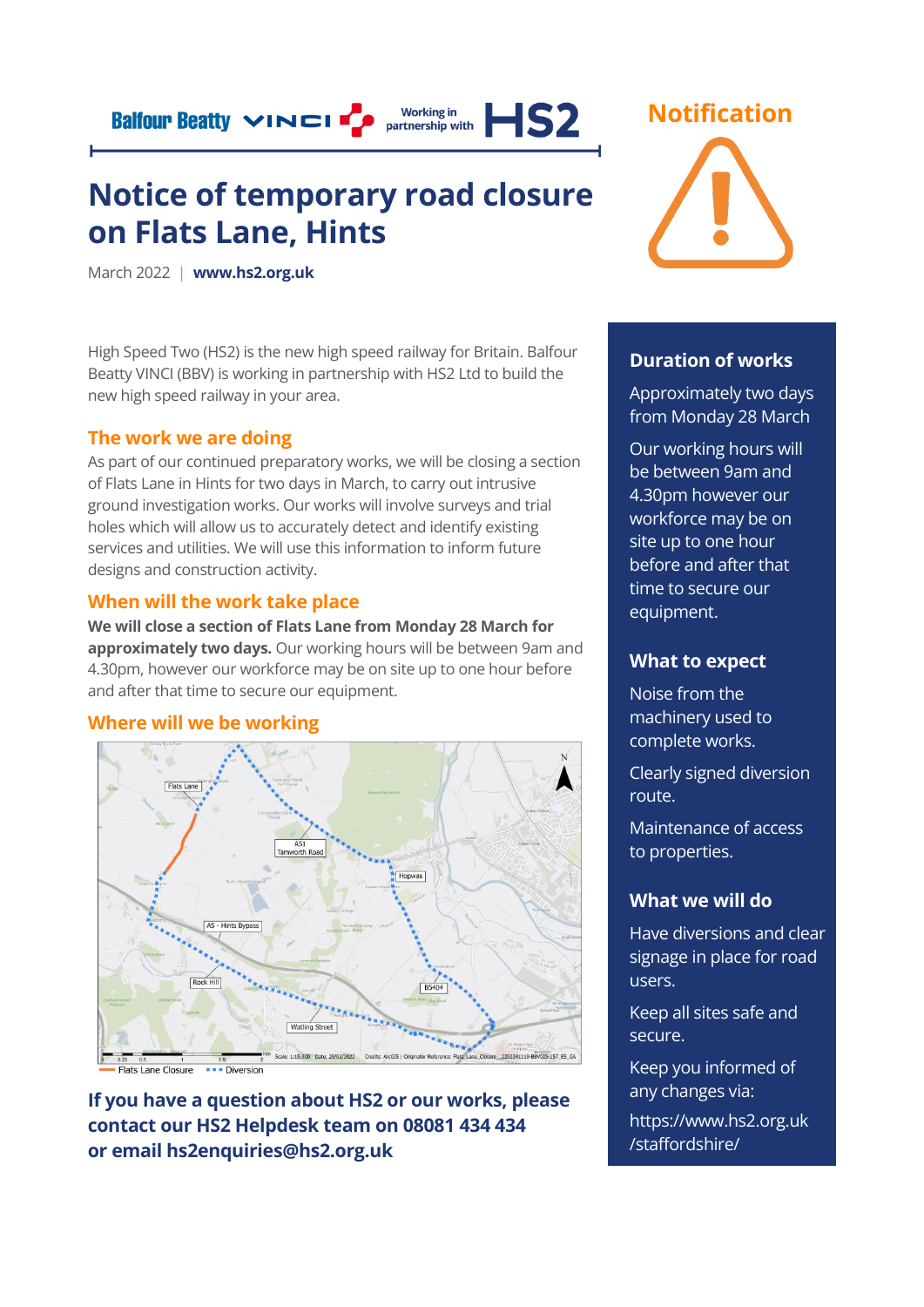Balfour Beatty VINCI Working in partnership with HS2

# Notice of temporary road closure on Flats Lane, Hints

**Notification**

March 2022 | **www.hs2.org.uk**

High Speed Two (HS2) is the new high speed railway for Britain. Balfour Beatty VINCI (BBV) is working in partnership with HS2 Ltd to build the new high speed railway in your area.

## The work we are doing

As part of our continued preparatory works, we will be closing a section of Flats Lane in Hints for two days in March, to carry out intrusive ground investigation works. Our works will involve surveys and trial holes which will allow us to accurately detect and identify existing services and utilities. We will use this information to inform future designs and construction activity.

## When will the work take place

**We will close a section of Flats Lane from Monday 28 March for approximately two days.** Our working hours will be between 9am and 4.30pm, however our workforce may be on site up to one hour before and after that time to secure our equipment.

## Where will we be working

Flats Lane | A51 Tamworth Road | Hopwas | A5 - Hints Bypass | Rock Hill | B5404 | Watling Street

Flats Lane Closure | Diversion

**If you have a question about HS2 or our works, please contact our HS2 Helpdesk team on 08081 434 434 or email hs2enquiries@hs2.org.uk**

## Duration of works

Approximately two days from Monday 28 March

Our working hours will be between 9am and 4.30pm however our workforce may be on site up to one hour before and after that time to secure our equipment.

## What to expect

Noise from the machinery used to complete works.

Clearly signed diversion route.

Maintenance of access to properties.

## What we will do

Have diversions and clear signage in place for road users.

Keep all sites safe and secure.

Keep you informed of any changes via:

https://www.hs2.org.uk/staffordshire/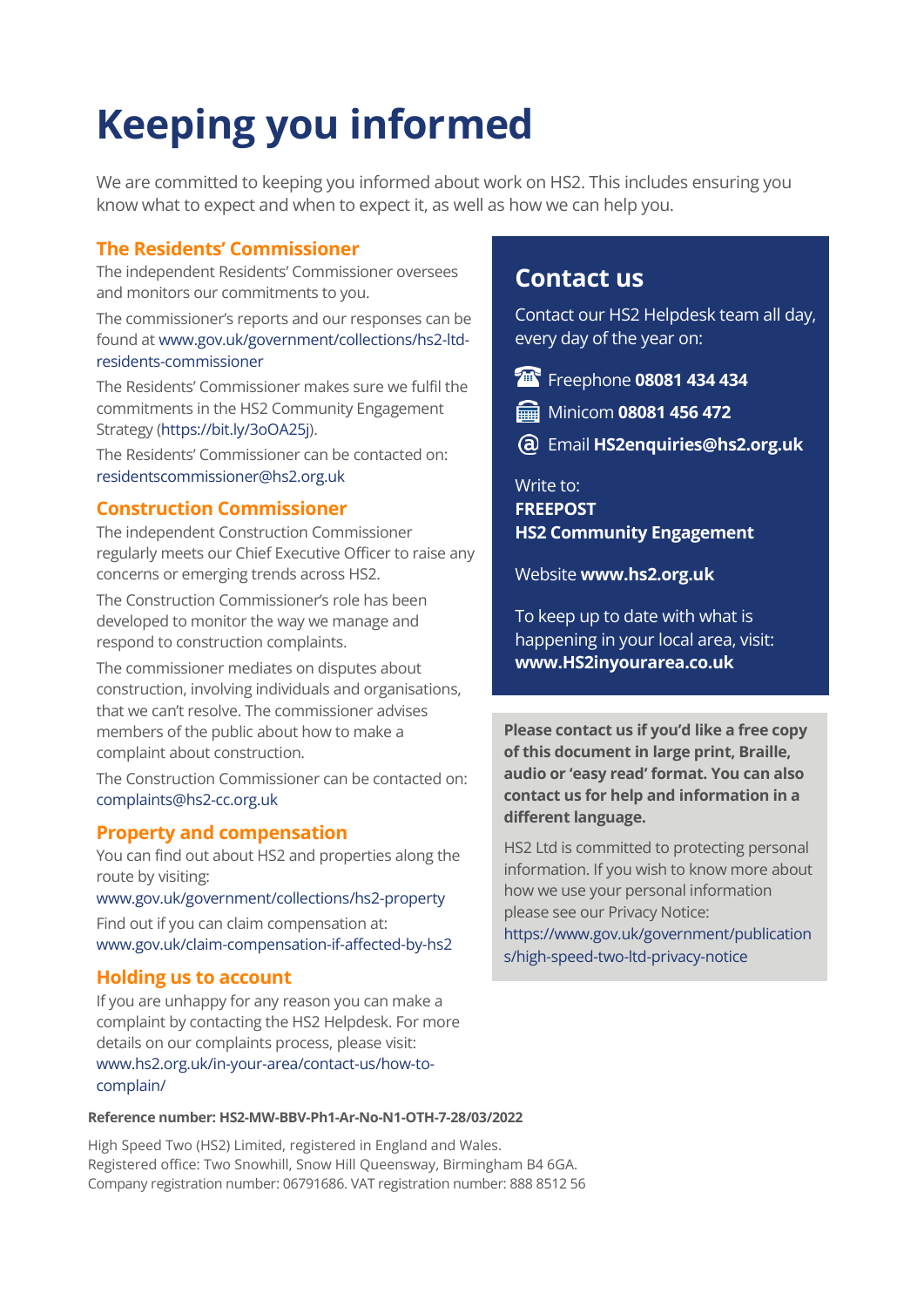# Keeping you informed

We are committed to keeping you informed about work on HS2. This includes ensuring you know what to expect and when to expect it, as well as how we can help you.

## The Residents' Commissioner

The independent Residents' Commissioner oversees and monitors our commitments to you.

The commissioner's reports and our responses can be found at www.gov.uk/government/collections/hs2-ltd-residents-commissioner

The Residents' Commissioner makes sure we fulfil the commitments in the HS2 Community Engagement Strategy (https://bit.ly/3oOA25j).

The Residents' Commissioner can be contacted on: residentscommissioner@hs2.org.uk

## Construction Commissioner

The independent Construction Commissioner regularly meets our Chief Executive Officer to raise any concerns or emerging trends across HS2.

The Construction Commissioner's role has been developed to monitor the way we manage and respond to construction complaints.

The commissioner mediates on disputes about construction, involving individuals and organisations, that we can't resolve. The commissioner advises members of the public about how to make a complaint about construction.

The Construction Commissioner can be contacted on: complaints@hs2-cc.org.uk

## Property and compensation

You can find out about HS2 and properties along the route by visiting:

www.gov.uk/government/collections/hs2-property

Find out if you can claim compensation at: www.gov.uk/claim-compensation-if-affected-by-hs2

## Holding us to account

If you are unhappy for any reason you can make a complaint by contacting the HS2 Helpdesk. For more details on our complaints process, please visit: www.hs2.org.uk/in-your-area/contact-us/how-to-complain/

## Contact us

Contact our HS2 Helpdesk team all day, every day of the year on:

- Freephone **08081 434 434**
- Minicom **08081 456 472**
- Email **HS2enquiries@hs2.org.uk**

Write to:
**FREEPOST**
**HS2 Community Engagement**

Website **www.hs2.org.uk**

To keep up to date with what is happening in your local area, visit:
**www.HS2inyourarea.co.uk**

**Please contact us if you'd like a free copy of this document in large print, Braille, audio or 'easy read' format. You can also contact us for help and information in a different language.**

HS2 Ltd is committed to protecting personal information. If you wish to know more about how we use your personal information please see our Privacy Notice: https://www.gov.uk/government/publications/high-speed-two-ltd-privacy-notice

**Reference number: HS2-MW-BBV-Ph1-Ar-No-N1-OTH-7-28/03/2022**

High Speed Two (HS2) Limited, registered in England and Wales.
Registered office: Two Snowhill, Snow Hill Queensway, Birmingham B4 6GA.
Company registration number: 06791686. VAT registration number: 888 8512 56